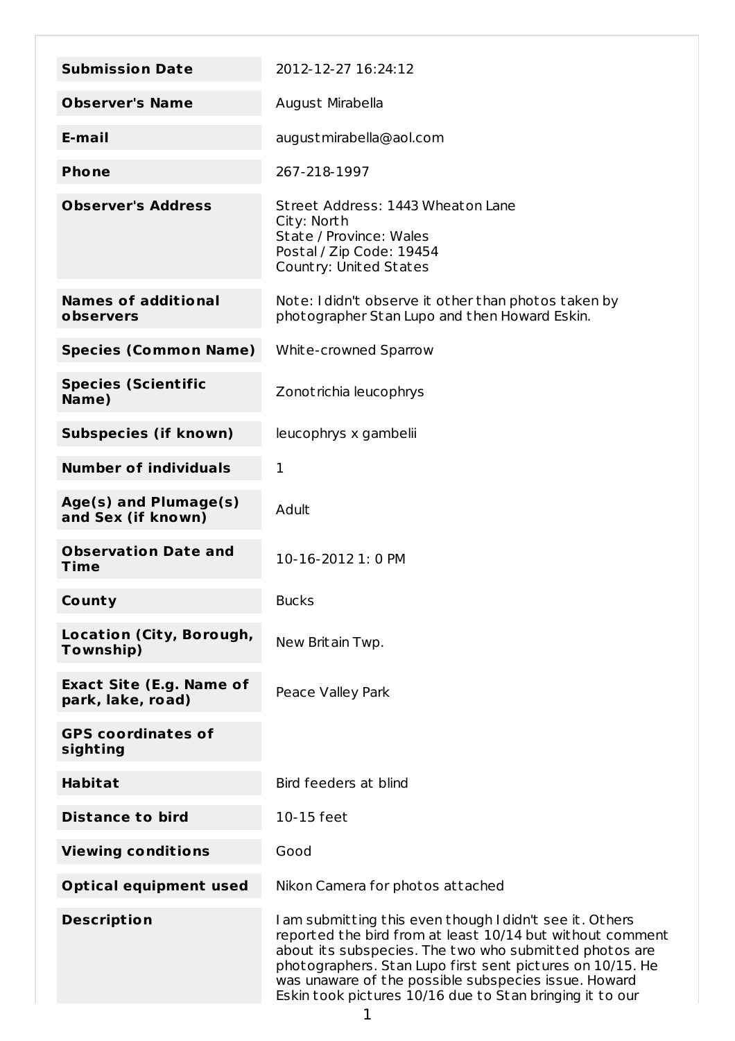| | |
|---|---|
| **Submission Date** | 2012-12-27 16:24:12 |
| **Observer's Name** | August Mirabella |
| **E-mail** | augustmirabella@aol.com |
| **Phone** | 267-218-1997 |
| **Observer's Address** | Street Address: 1443 Wheaton Lane<br>City: North<br>State / Province: Wales<br>Postal / Zip Code: 19454<br>Country: United States |
| **Names of additional observers** | Note: I didn't observe it other than photos taken by photographer Stan Lupo and then Howard Eskin. |
| **Species (Common Name)** | White-crowned Sparrow |
| **Species (Scientific Name)** | Zonotrichia leucophrys |
| **Subspecies (if known)** | leucophrys x gambelii |
| **Number of individuals** | 1 |
| **Age(s) and Plumage(s) and Sex (if known)** | Adult |
| **Observation Date and Time** | 10-16-2012 1: 0 PM |
| **County** | Bucks |
| **Location (City, Borough, Township)** | New Britain Twp. |
| **Exact Site (E.g. Name of park, lake, road)** | Peace Valley Park |
| **GPS coordinates of sighting** | |
| **Habitat** | Bird feeders at blind |
| **Distance to bird** | 10-15 feet |
| **Viewing conditions** | Good |
| **Optical equipment used** | Nikon Camera for photos attached |
| **Description** | I am submitting this even though I didn't see it. Others reported the bird from at least 10/14 but without comment about its subspecies. The two who submitted photos are photographers. Stan Lupo first sent pictures on 10/15. He was unaware of the possible subspecies issue. Howard Eskin took pictures 10/16 due to Stan bringing it to our |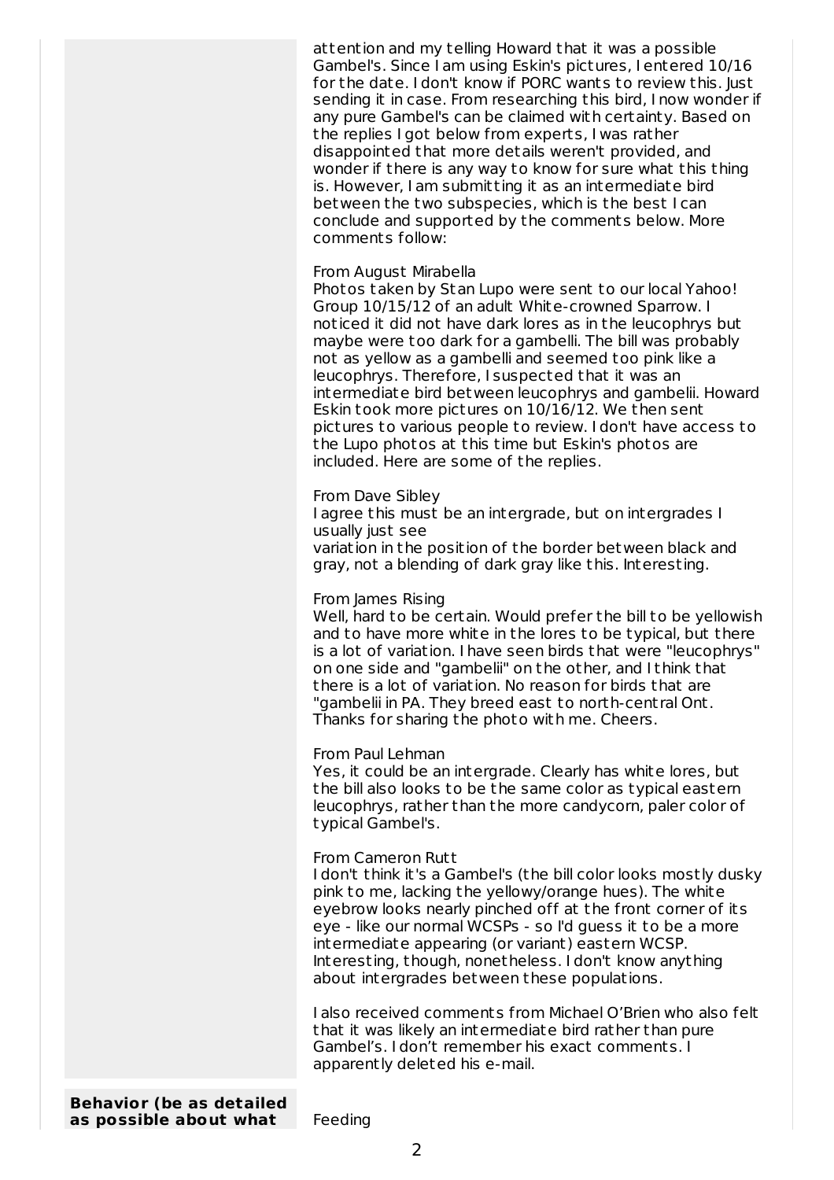attention and my telling Howard that it was a possible Gambel's. Since I am using Eskin's pictures, I entered 10/16 for the date. I don't know if PORC wants to review this. Just sending it in case. From researching this bird, I now wonder if any pure Gambel's can be claimed with certainty. Based on the replies I got below from experts, I was rather disappointed that more details weren't provided, and wonder if there is any way to know for sure what this thing is. However, I am submitting it as an intermediate bird between the two subspecies, which is the best I can conclude and supported by the comments below. More comments follow:

From August Mirabella
Photos taken by Stan Lupo were sent to our local Yahoo! Group 10/15/12 of an adult White-crowned Sparrow. I noticed it did not have dark lores as in the leucophrys but maybe were too dark for a gambelli. The bill was probably not as yellow as a gambelli and seemed too pink like a leucophrys. Therefore, I suspected that it was an intermediate bird between leucophrys and gambelii. Howard Eskin took more pictures on 10/16/12. We then sent pictures to various people to review. I don't have access to the Lupo photos at this time but Eskin's photos are included. Here are some of the replies.

From Dave Sibley
I agree this must be an intergrade, but on intergrades I usually just see
variation in the position of the border between black and gray, not a blending of dark gray like this. Interesting.

From James Rising
Well, hard to be certain. Would prefer the bill to be yellowish and to have more white in the lores to be typical, but there is a lot of variation. I have seen birds that were "leucophrys" on one side and "gambelii" on the other, and I think that there is a lot of variation. No reason for birds that are "gambelii in PA. They breed east to north-central Ont. Thanks for sharing the photo with me. Cheers.

From Paul Lehman
Yes, it could be an intergrade. Clearly has white lores, but the bill also looks to be the same color as typical eastern leucophrys, rather than the more candycorn, paler color of typical Gambel's.

From Cameron Rutt
I don't think it's a Gambel's (the bill color looks mostly dusky pink to me, lacking the yellowy/orange hues). The white eyebrow looks nearly pinched off at the front corner of its eye - like our normal WCSPs - so I'd guess it to be a more intermediate appearing (or variant) eastern WCSP. Interesting, though, nonetheless. I don't know anything about intergrades between these populations.

I also received comments from Michael O'Brien who also felt that it was likely an intermediate bird rather than pure Gambel's. I don't remember his exact comments. I apparently deleted his e-mail.

| **Behavior (be as detailed as possible about what** | Feeding |
| --- | --- |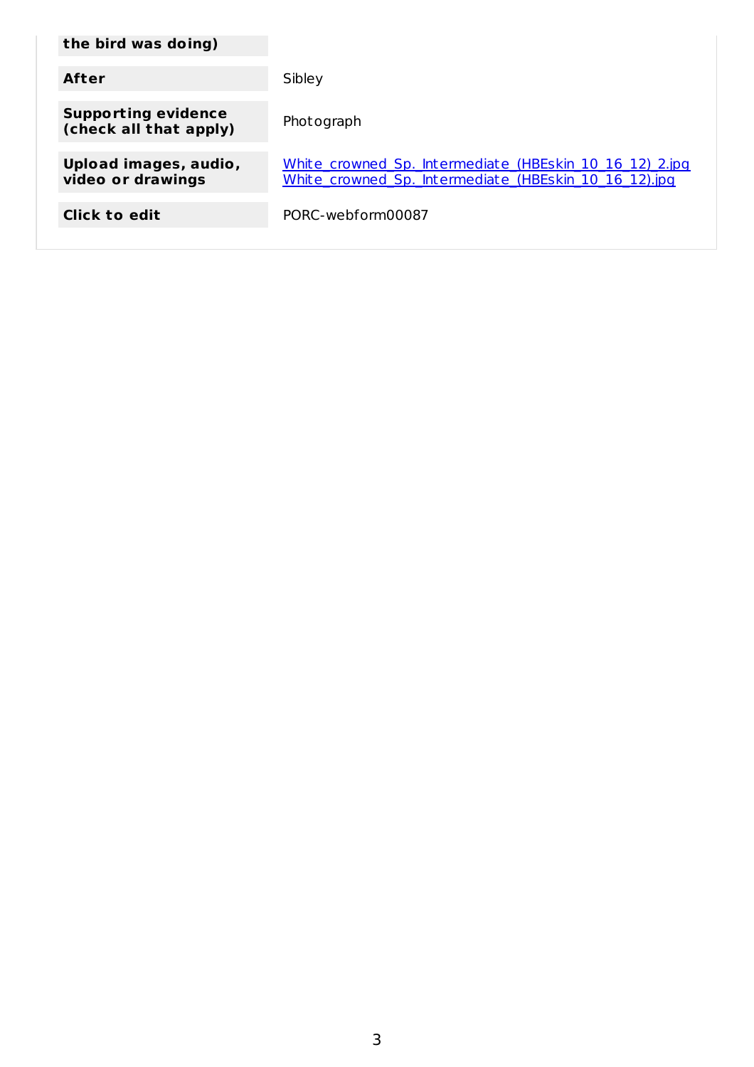| | |
|---|---|
| **the bird was doing)** | |
| **After** | Sibley |
| **Supporting evidence (check all that apply)** | Photograph |
| **Upload images, audio, video or drawings** | White_crowned_Sp._Intermediate_(HBEskin_10_16_12)_2.jpg<br>White_crowned_Sp._Intermediate_(HBEskin_10_16_12).jpg |
| **Click to edit** | PORC-webform00087 |